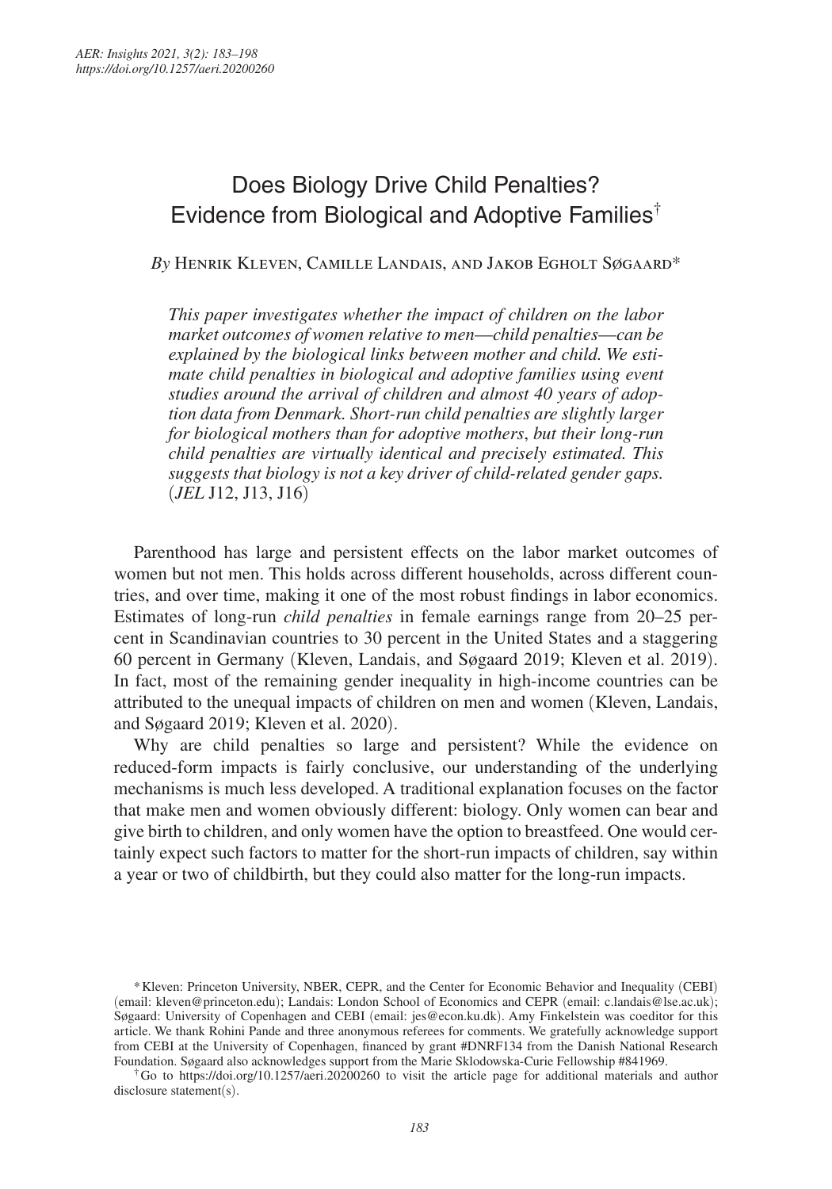# Does Biology Drive Child Penalties? Evidence from Biological and Adoptive Families[†]

*By* Henrik Kleven, Camille Landais, and Jakob Egholt Søgaard*

*This paper investigates whether the impact of children on the labor market outcomes of women relative to men—child penalties—can be explained by the biological links between mother and child. We estimate child penalties in biological and adoptive families using event studies around the arrival of children and almost 40 years of adoption data from Denmark. Short-run child penalties are slightly larger for biological mothers than for adoptive mothers, but their long-run child penalties are virtually identical and precisely estimated. This suggests that biology is not a key driver of child-related gender gaps.* (*JEL* J12, J13, J16)

Parenthood has large and persistent effects on the labor market outcomes of women but not men. This holds across different households, across different countries, and over time, making it one of the most robust findings in labor economics. Estimates of long-run *child penalties* in female earnings range from 20–25 percent in Scandinavian countries to 30 percent in the United States and a staggering 60 percent in Germany (Kleven, Landais, and Søgaard 2019; Kleven et al. 2019). In fact, most of the remaining gender inequality in high-income countries can be attributed to the unequal impacts of children on men and women (Kleven, Landais, and Søgaard 2019; Kleven et al. 2020).

Why are child penalties so large and persistent? While the evidence on reduced-form impacts is fairly conclusive, our understanding of the underlying mechanisms is much less developed. A traditional explanation focuses on the factor that make men and women obviously different: biology. Only women can bear and give birth to children, and only women have the option to breastfeed. One would certainly expect such factors to matter for the short-run impacts of children, say within a year or two of childbirth, but they could also matter for the long-run impacts.

*Kleven: Princeton University, NBER, CEPR, and the Center for Economic Behavior and Inequality (CEBI) (email: kleven@princeton.edu); Landais: London School of Economics and CEPR (email: c.landais@lse.ac.uk); Søgaard: University of Copenhagen and CEBI (email: jes@econ.ku.dk). Amy Finkelstein was coeditor for this article. We thank Rohini Pande and three anonymous referees for comments. We gratefully acknowledge support from CEBI at the University of Copenhagen, financed by grant #DNRF134 from the Danish National Research Foundation. Søgaard also acknowledges support from the Marie Sklodowska-Curie Fellowship #841969.

[†] Go to https://doi.org/10.1257/aeri.20200260 to visit the article page for additional materials and author disclosure statement(s).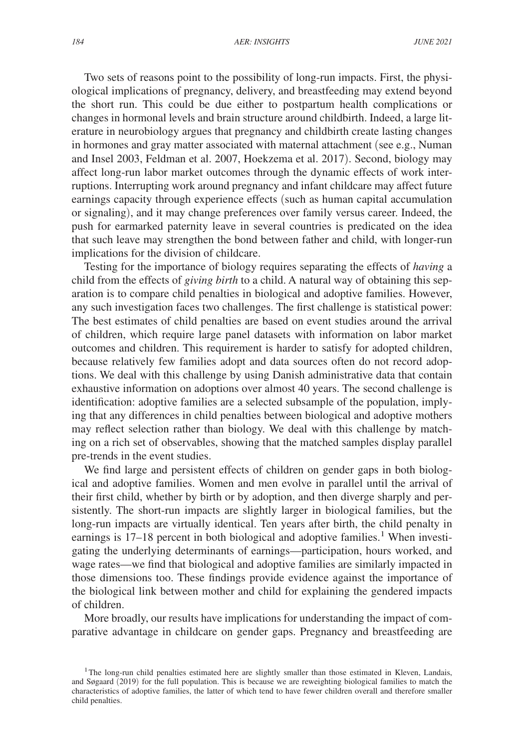Two sets of reasons point to the possibility of long-run impacts. First, the physiological implications of pregnancy, delivery, and breastfeeding may extend beyond the short run. This could be due either to postpartum health complications or changes in hormonal levels and brain structure around childbirth. Indeed, a large literature in neurobiology argues that pregnancy and childbirth create lasting changes in hormones and gray matter associated with maternal attachment (see e.g., Numan and Insel 2003, Feldman et al. 2007, Hoekzema et al. 2017). Second, biology may affect long-run labor market outcomes through the dynamic effects of work interruptions. Interrupting work around pregnancy and infant childcare may affect future earnings capacity through experience effects (such as human capital accumulation or signaling), and it may change preferences over family versus career. Indeed, the push for earmarked paternity leave in several countries is predicated on the idea that such leave may strengthen the bond between father and child, with longer-run implications for the division of childcare.

Testing for the importance of biology requires separating the effects of *having* a child from the effects of *giving birth* to a child. A natural way of obtaining this separation is to compare child penalties in biological and adoptive families. However, any such investigation faces two challenges. The first challenge is statistical power: The best estimates of child penalties are based on event studies around the arrival of children, which require large panel datasets with information on labor market outcomes and children. This requirement is harder to satisfy for adopted children, because relatively few families adopt and data sources often do not record adoptions. We deal with this challenge by using Danish administrative data that contain exhaustive information on adoptions over almost 40 years. The second challenge is identification: adoptive families are a selected subsample of the population, implying that any differences in child penalties between biological and adoptive mothers may reflect selection rather than biology. We deal with this challenge by matching on a rich set of observables, showing that the matched samples display parallel pre-trends in the event studies.

We find large and persistent effects of children on gender gaps in both biological and adoptive families. Women and men evolve in parallel until the arrival of their first child, whether by birth or by adoption, and then diverge sharply and persistently. The short-run impacts are slightly larger in biological families, but the long-run impacts are virtually identical. Ten years after birth, the child penalty in earnings is 17–18 percent in both biological and adoptive families.[1] When investigating the underlying determinants of earnings—participation, hours worked, and wage rates—we find that biological and adoptive families are similarly impacted in those dimensions too. These findings provide evidence against the importance of the biological link between mother and child for explaining the gendered impacts of children.

More broadly, our results have implications for understanding the impact of comparative advantage in childcare on gender gaps. Pregnancy and breastfeeding are

[1] The long-run child penalties estimated here are slightly smaller than those estimated in Kleven, Landais, and Søgaard (2019) for the full population. This is because we are reweighting biological families to match the characteristics of adoptive families, the latter of which tend to have fewer children overall and therefore smaller child penalties.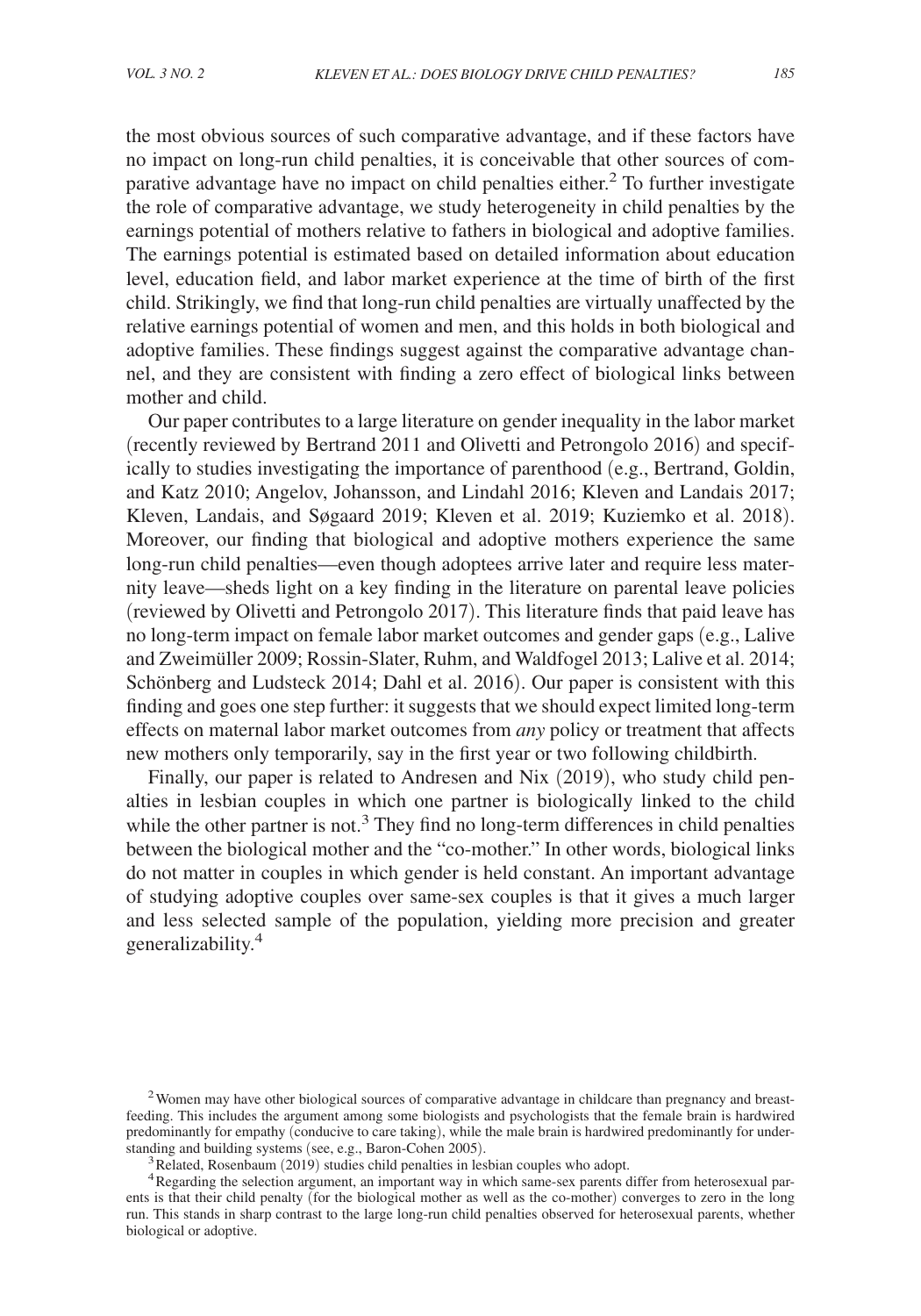the most obvious sources of such comparative advantage, and if these factors have no impact on long-run child penalties, it is conceivable that other sources of comparative advantage have no impact on child penalties either.[2] To further investigate the role of comparative advantage, we study heterogeneity in child penalties by the earnings potential of mothers relative to fathers in biological and adoptive families. The earnings potential is estimated based on detailed information about education level, education field, and labor market experience at the time of birth of the first child. Strikingly, we find that long-run child penalties are virtually unaffected by the relative earnings potential of women and men, and this holds in both biological and adoptive families. These findings suggest against the comparative advantage channel, and they are consistent with finding a zero effect of biological links between mother and child.

Our paper contributes to a large literature on gender inequality in the labor market (recently reviewed by Bertrand 2011 and Olivetti and Petrongolo 2016) and specifically to studies investigating the importance of parenthood (e.g., Bertrand, Goldin, and Katz 2010; Angelov, Johansson, and Lindahl 2016; Kleven and Landais 2017; Kleven, Landais, and Søgaard 2019; Kleven et al. 2019; Kuziemko et al. 2018). Moreover, our finding that biological and adoptive mothers experience the same long-run child penalties—even though adoptees arrive later and require less maternity leave—sheds light on a key finding in the literature on parental leave policies (reviewed by Olivetti and Petrongolo 2017). This literature finds that paid leave has no long-term impact on female labor market outcomes and gender gaps (e.g., Lalive and Zweimüller 2009; Rossin-Slater, Ruhm, and Waldfogel 2013; Lalive et al. 2014; Schönberg and Ludsteck 2014; Dahl et al. 2016). Our paper is consistent with this finding and goes one step further: it suggests that we should expect limited long-term effects on maternal labor market outcomes from *any* policy or treatment that affects new mothers only temporarily, say in the first year or two following childbirth.

Finally, our paper is related to Andresen and Nix (2019), who study child penalties in lesbian couples in which one partner is biologically linked to the child while the other partner is not.[3] They find no long-term differences in child penalties between the biological mother and the "co-mother." In other words, biological links do not matter in couples in which gender is held constant. An important advantage of studying adoptive couples over same-sex couples is that it gives a much larger and less selected sample of the population, yielding more precision and greater generalizability.[4]

[2] Women may have other biological sources of comparative advantage in childcare than pregnancy and breastfeeding. This includes the argument among some biologists and psychologists that the female brain is hardwired predominantly for empathy (conducive to care taking), while the male brain is hardwired predominantly for understanding and building systems (see, e.g., Baron-Cohen 2005).

[3] Related, Rosenbaum (2019) studies child penalties in lesbian couples who adopt.

[4] Regarding the selection argument, an important way in which same-sex parents differ from heterosexual parents is that their child penalty (for the biological mother as well as the co-mother) converges to zero in the long run. This stands in sharp contrast to the large long-run child penalties observed for heterosexual parents, whether biological or adoptive.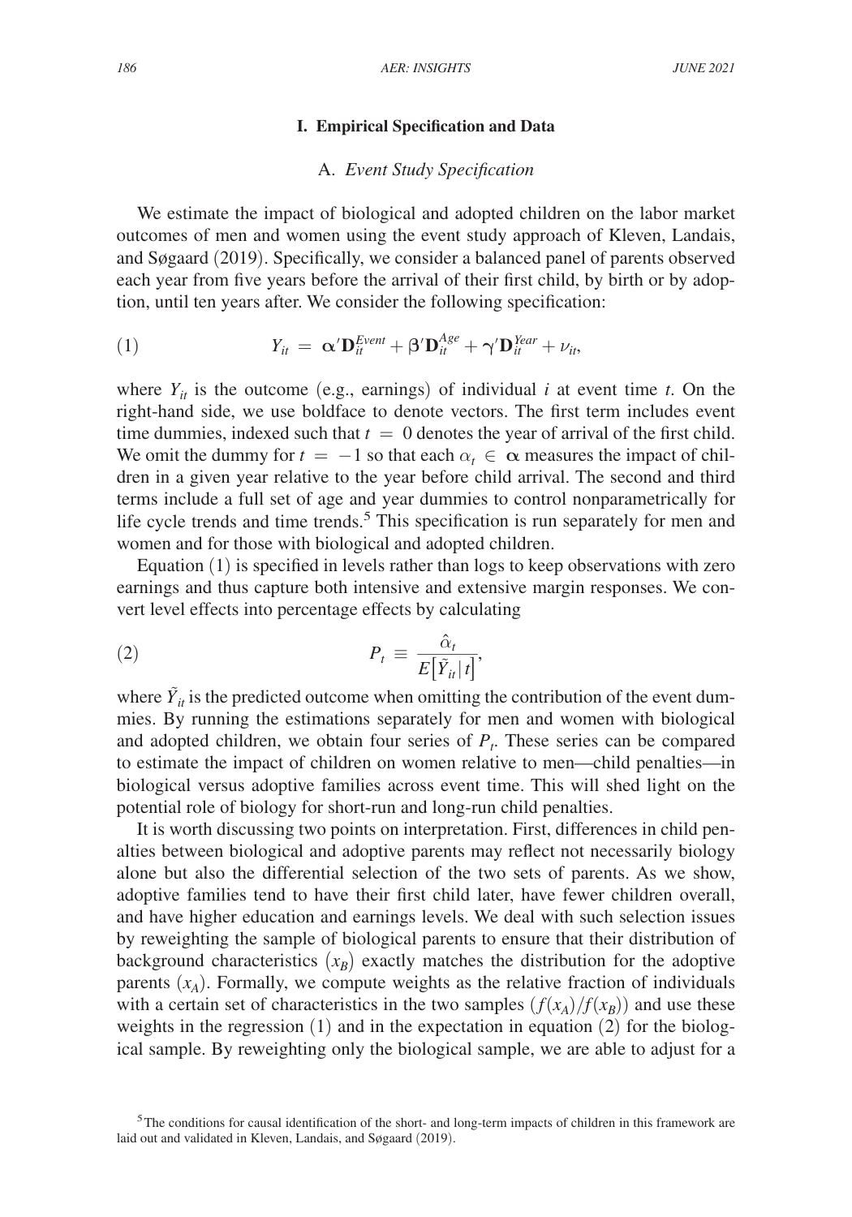## I. Empirical Specification and Data

### A. *Event Study Specification*

We estimate the impact of biological and adopted children on the labor market outcomes of men and women using the event study approach of Kleven, Landais, and Søgaard (2019). Specifically, we consider a balanced panel of parents observed each year from five years before the arrival of their first child, by birth or by adoption, until ten years after. We consider the following specification:

$$Y_{it} = \boldsymbol{\alpha}'\mathbf{D}_{it}^{Event} + \boldsymbol{\beta}'\mathbf{D}_{it}^{Age} + \boldsymbol{\gamma}'\mathbf{D}_{it}^{Year} + \nu_{it}, \tag{1}$$

where $Y_{it}$ is the outcome (e.g., earnings) of individual $i$ at event time $t$. On the right-hand side, we use boldface to denote vectors. The first term includes event time dummies, indexed such that $t = 0$ denotes the year of arrival of the first child. We omit the dummy for $t = -1$ so that each $\alpha_t \in \boldsymbol{\alpha}$ measures the impact of children in a given year relative to the year before child arrival. The second and third terms include a full set of age and year dummies to control nonparametrically for life cycle trends and time trends.[5] This specification is run separately for men and women and for those with biological and adopted children.

Equation (1) is specified in levels rather than logs to keep observations with zero earnings and thus capture both intensive and extensive margin responses. We convert level effects into percentage effects by calculating

$$P_t \equiv \frac{\hat{\alpha}_t}{E\left[\tilde{Y}_{it}\,|\,t\right]}, \tag{2}$$

where $\tilde{Y}_{it}$ is the predicted outcome when omitting the contribution of the event dummies. By running the estimations separately for men and women with biological and adopted children, we obtain four series of $P_t$. These series can be compared to estimate the impact of children on women relative to men—child penalties—in biological versus adoptive families across event time. This will shed light on the potential role of biology for short-run and long-run child penalties.

It is worth discussing two points on interpretation. First, differences in child penalties between biological and adoptive parents may reflect not necessarily biology alone but also the differential selection of the two sets of parents. As we show, adoptive families tend to have their first child later, have fewer children overall, and have higher education and earnings levels. We deal with such selection issues by reweighting the sample of biological parents to ensure that their distribution of background characteristics $(x_B)$ exactly matches the distribution for the adoptive parents $(x_A)$. Formally, we compute weights as the relative fraction of individuals with a certain set of characteristics in the two samples $(f(x_A)/f(x_B))$ and use these weights in the regression (1) and in the expectation in equation (2) for the biological sample. By reweighting only the biological sample, we are able to adjust for a

[5] The conditions for causal identification of the short- and long-term impacts of children in this framework are laid out and validated in Kleven, Landais, and Søgaard (2019).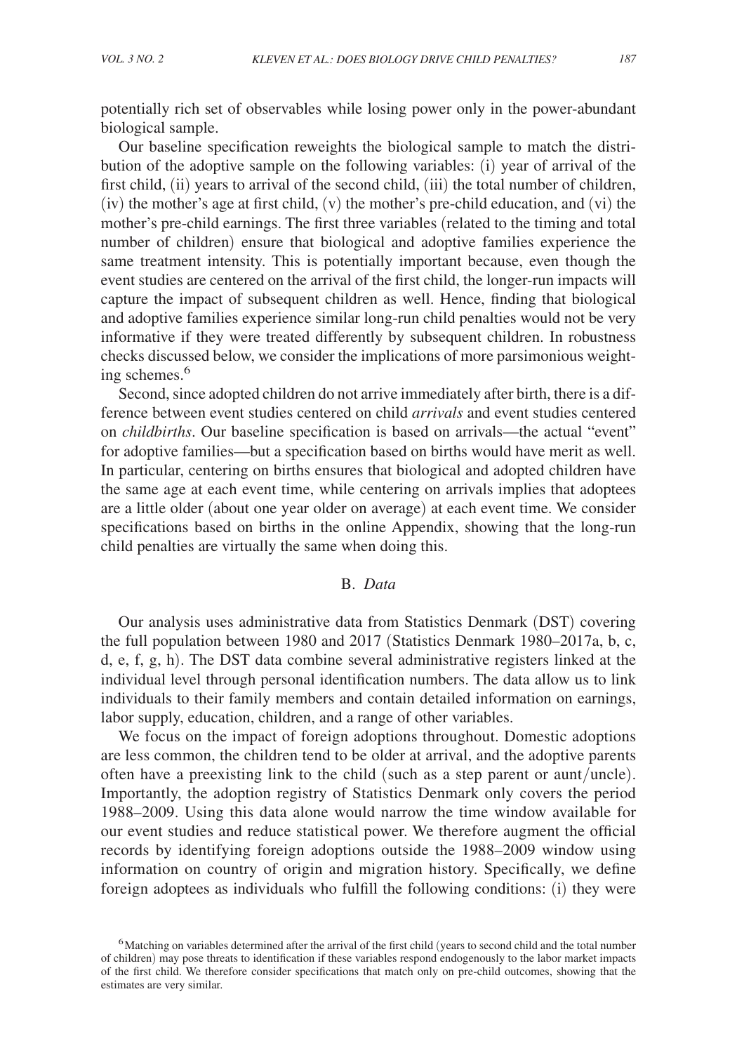potentially rich set of observables while losing power only in the power-abundant biological sample.

Our baseline specification reweights the biological sample to match the distribution of the adoptive sample on the following variables: (i) year of arrival of the first child, (ii) years to arrival of the second child, (iii) the total number of children, (iv) the mother's age at first child, (v) the mother's pre-child education, and (vi) the mother's pre-child earnings. The first three variables (related to the timing and total number of children) ensure that biological and adoptive families experience the same treatment intensity. This is potentially important because, even though the event studies are centered on the arrival of the first child, the longer-run impacts will capture the impact of subsequent children as well. Hence, finding that biological and adoptive families experience similar long-run child penalties would not be very informative if they were treated differently by subsequent children. In robustness checks discussed below, we consider the implications of more parsimonious weighting schemes.[6]

Second, since adopted children do not arrive immediately after birth, there is a difference between event studies centered on child *arrivals* and event studies centered on *childbirths*. Our baseline specification is based on arrivals—the actual "event" for adoptive families—but a specification based on births would have merit as well. In particular, centering on births ensures that biological and adopted children have the same age at each event time, while centering on arrivals implies that adoptees are a little older (about one year older on average) at each event time. We consider specifications based on births in the online Appendix, showing that the long-run child penalties are virtually the same when doing this.

## B. *Data*

Our analysis uses administrative data from Statistics Denmark (DST) covering the full population between 1980 and 2017 (Statistics Denmark 1980–2017a, b, c, d, e, f, g, h). The DST data combine several administrative registers linked at the individual level through personal identification numbers. The data allow us to link individuals to their family members and contain detailed information on earnings, labor supply, education, children, and a range of other variables.

We focus on the impact of foreign adoptions throughout. Domestic adoptions are less common, the children tend to be older at arrival, and the adoptive parents often have a preexisting link to the child (such as a step parent or aunt/uncle). Importantly, the adoption registry of Statistics Denmark only covers the period 1988–2009. Using this data alone would narrow the time window available for our event studies and reduce statistical power. We therefore augment the official records by identifying foreign adoptions outside the 1988–2009 window using information on country of origin and migration history. Specifically, we define foreign adoptees as individuals who fulfill the following conditions: (i) they were

[6] Matching on variables determined after the arrival of the first child (years to second child and the total number of children) may pose threats to identification if these variables respond endogenously to the labor market impacts of the first child. We therefore consider specifications that match only on pre-child outcomes, showing that the estimates are very similar.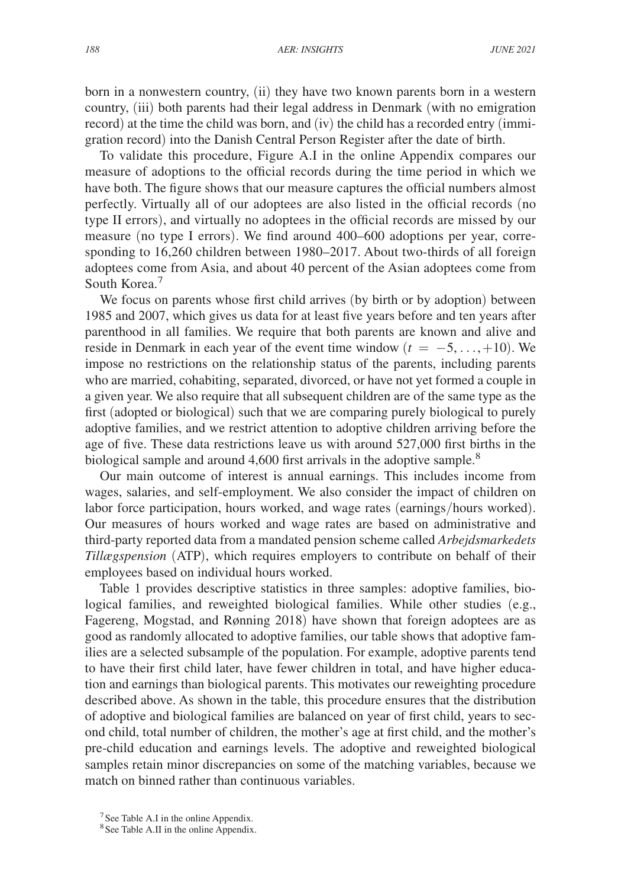born in a nonwestern country, (ii) they have two known parents born in a western country, (iii) both parents had their legal address in Denmark (with no emigration record) at the time the child was born, and (iv) the child has a recorded entry (immigration record) into the Danish Central Person Register after the date of birth.

To validate this procedure, Figure A.I in the online Appendix compares our measure of adoptions to the official records during the time period in which we have both. The figure shows that our measure captures the official numbers almost perfectly. Virtually all of our adoptees are also listed in the official records (no type II errors), and virtually no adoptees in the official records are missed by our measure (no type I errors). We find around 400–600 adoptions per year, corresponding to 16,260 children between 1980–2017. About two-thirds of all foreign adoptees come from Asia, and about 40 percent of the Asian adoptees come from South Korea.[7]

We focus on parents whose first child arrives (by birth or by adoption) between 1985 and 2007, which gives us data for at least five years before and ten years after parenthood in all families. We require that both parents are known and alive and reside in Denmark in each year of the event time window ($t = -5, \ldots, +10$). We impose no restrictions on the relationship status of the parents, including parents who are married, cohabiting, separated, divorced, or have not yet formed a couple in a given year. We also require that all subsequent children are of the same type as the first (adopted or biological) such that we are comparing purely biological to purely adoptive families, and we restrict attention to adoptive children arriving before the age of five. These data restrictions leave us with around 527,000 first births in the biological sample and around 4,600 first arrivals in the adoptive sample.[8]

Our main outcome of interest is annual earnings. This includes income from wages, salaries, and self-employment. We also consider the impact of children on labor force participation, hours worked, and wage rates (earnings/hours worked). Our measures of hours worked and wage rates are based on administrative and third-party reported data from a mandated pension scheme called *Arbejdsmarkedets Tillægspension* (ATP), which requires employers to contribute on behalf of their employees based on individual hours worked.

Table 1 provides descriptive statistics in three samples: adoptive families, biological families, and reweighted biological families. While other studies (e.g., Fagereng, Mogstad, and Rønning 2018) have shown that foreign adoptees are as good as randomly allocated to adoptive families, our table shows that adoptive families are a selected subsample of the population. For example, adoptive parents tend to have their first child later, have fewer children in total, and have higher education and earnings than biological parents. This motivates our reweighting procedure described above. As shown in the table, this procedure ensures that the distribution of adoptive and biological families are balanced on year of first child, years to second child, total number of children, the mother's age at first child, and the mother's pre-child education and earnings levels. The adoptive and reweighted biological samples retain minor discrepancies on some of the matching variables, because we match on binned rather than continuous variables.

[7] See Table A.I in the online Appendix.

[8] See Table A.II in the online Appendix.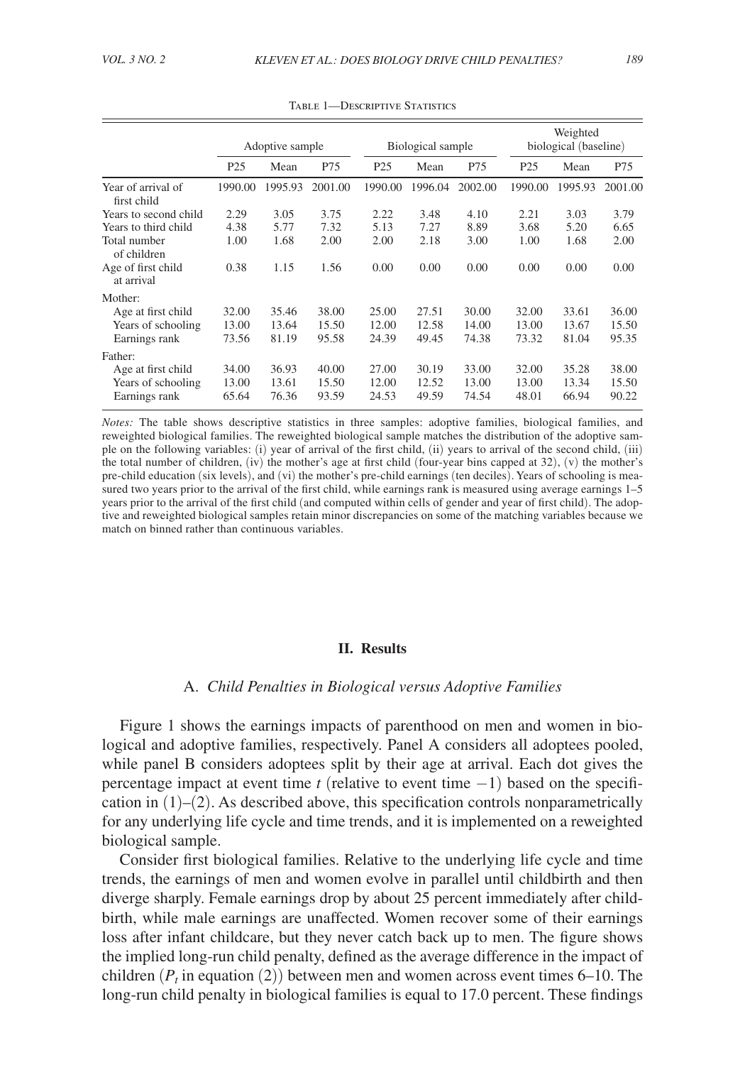Table 1—Descriptive Statistics

| | Adoptive sample | | | Biological sample | | | Weighted biological (baseline) | | |
|---|---|---|---|---|---|---|---|---|---|
| | P25 | Mean | P75 | P25 | Mean | P75 | P25 | Mean | P75 |
| Year of arrival of first child | 1990.00 | 1995.93 | 2001.00 | 1990.00 | 1996.04 | 2002.00 | 1990.00 | 1995.93 | 2001.00 |
| Years to second child | 2.29 | 3.05 | 3.75 | 2.22 | 3.48 | 4.10 | 2.21 | 3.03 | 3.79 |
| Years to third child | 4.38 | 5.77 | 7.32 | 5.13 | 7.27 | 8.89 | 3.68 | 5.20 | 6.65 |
| Total number of children | 1.00 | 1.68 | 2.00 | 2.00 | 2.18 | 3.00 | 1.00 | 1.68 | 2.00 |
| Age of first child at arrival | 0.38 | 1.15 | 1.56 | 0.00 | 0.00 | 0.00 | 0.00 | 0.00 | 0.00 |
| Mother: | | | | | | | | | |
| Age at first child | 32.00 | 35.46 | 38.00 | 25.00 | 27.51 | 30.00 | 32.00 | 33.61 | 36.00 |
| Years of schooling | 13.00 | 13.64 | 15.50 | 12.00 | 12.58 | 14.00 | 13.00 | 13.67 | 15.50 |
| Earnings rank | 73.56 | 81.19 | 95.58 | 24.39 | 49.45 | 74.38 | 73.32 | 81.04 | 95.35 |
| Father: | | | | | | | | | |
| Age at first child | 34.00 | 36.93 | 40.00 | 27.00 | 30.19 | 33.00 | 32.00 | 35.28 | 38.00 |
| Years of schooling | 13.00 | 13.61 | 15.50 | 12.00 | 12.52 | 13.00 | 13.00 | 13.34 | 15.50 |
| Earnings rank | 65.64 | 76.36 | 93.59 | 24.53 | 49.59 | 74.54 | 48.01 | 66.94 | 90.22 |

*Notes:* The table shows descriptive statistics in three samples: adoptive families, biological families, and reweighted biological families. The reweighted biological sample matches the distribution of the adoptive sample on the following variables: (i) year of arrival of the first child, (ii) years to arrival of the second child, (iii) the total number of children, (iv) the mother's age at first child (four-year bins capped at 32), (v) the mother's pre-child education (six levels), and (vi) the mother's pre-child earnings (ten deciles). Years of schooling is measured two years prior to the arrival of the first child, while earnings rank is measured using average earnings 1–5 years prior to the arrival of the first child (and computed within cells of gender and year of first child). The adoptive and reweighted biological samples retain minor discrepancies on some of the matching variables because we match on binned rather than continuous variables.

## II. Results

### A. *Child Penalties in Biological versus Adoptive Families*

Figure 1 shows the earnings impacts of parenthood on men and women in biological and adoptive families, respectively. Panel A considers all adoptees pooled, while panel B considers adoptees split by their age at arrival. Each dot gives the percentage impact at event time $t$ (relative to event time $-1$) based on the specification in (1)–(2). As described above, this specification controls nonparametrically for any underlying life cycle and time trends, and it is implemented on a reweighted biological sample.

Consider first biological families. Relative to the underlying life cycle and time trends, the earnings of men and women evolve in parallel until childbirth and then diverge sharply. Female earnings drop by about 25 percent immediately after childbirth, while male earnings are unaffected. Women recover some of their earnings loss after infant childcare, but they never catch back up to men. The figure shows the implied long-run child penalty, defined as the average difference in the impact of children ($P_t$ in equation (2)) between men and women across event times 6–10. The long-run child penalty in biological families is equal to 17.0 percent. These findings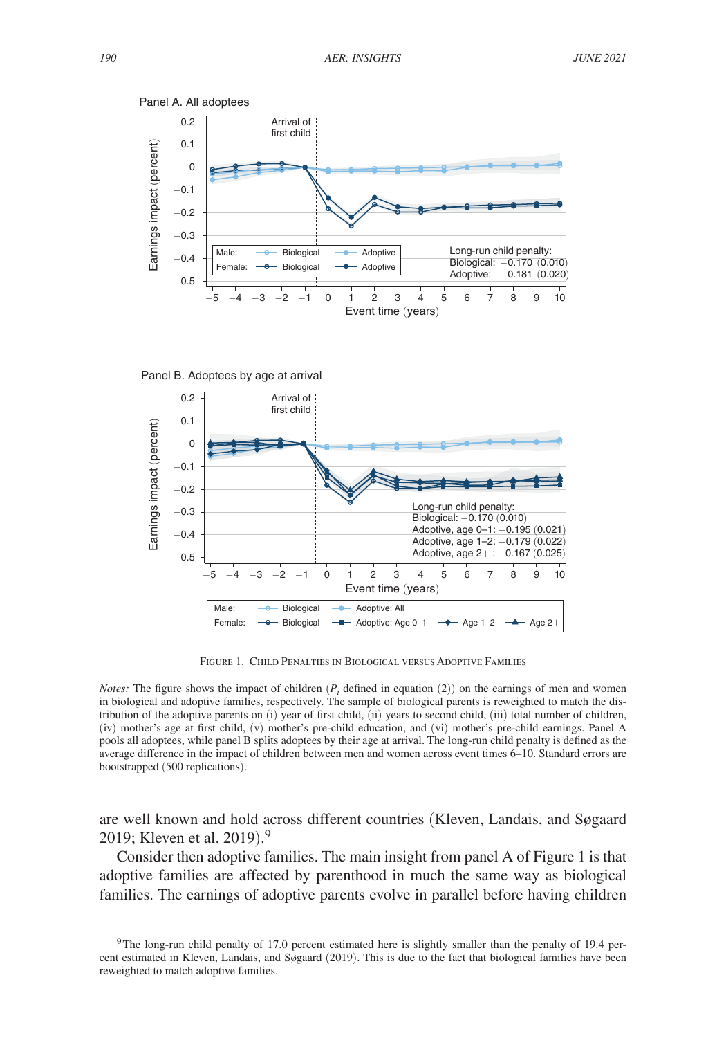Figure 1. Child Penalties in Biological versus Adoptive Families

*Notes:* The figure shows the impact of children ($P_t$ defined in equation (2)) on the earnings of men and women in biological and adoptive families, respectively. The sample of biological parents is reweighted to match the distribution of the adoptive parents on (i) year of first child, (ii) years to second child, (iii) total number of children, (iv) mother's age at first child, (v) mother's pre-child education, and (vi) mother's pre-child earnings. Panel A pools all adoptees, while panel B splits adoptees by their age at arrival. The long-run child penalty is defined as the average difference in the impact of children between men and women across event times 6–10. Standard errors are bootstrapped (500 replications).

are well known and hold across different countries (Kleven, Landais, and Søgaard 2019; Kleven et al. 2019).[9]

Consider then adoptive families. The main insight from panel A of Figure 1 is that adoptive families are affected by parenthood in much the same way as biological families. The earnings of adoptive parents evolve in parallel before having children

[9] The long-run child penalty of 17.0 percent estimated here is slightly smaller than the penalty of 19.4 percent estimated in Kleven, Landais, and Søgaard (2019). This is due to the fact that biological families have been reweighted to match adoptive families.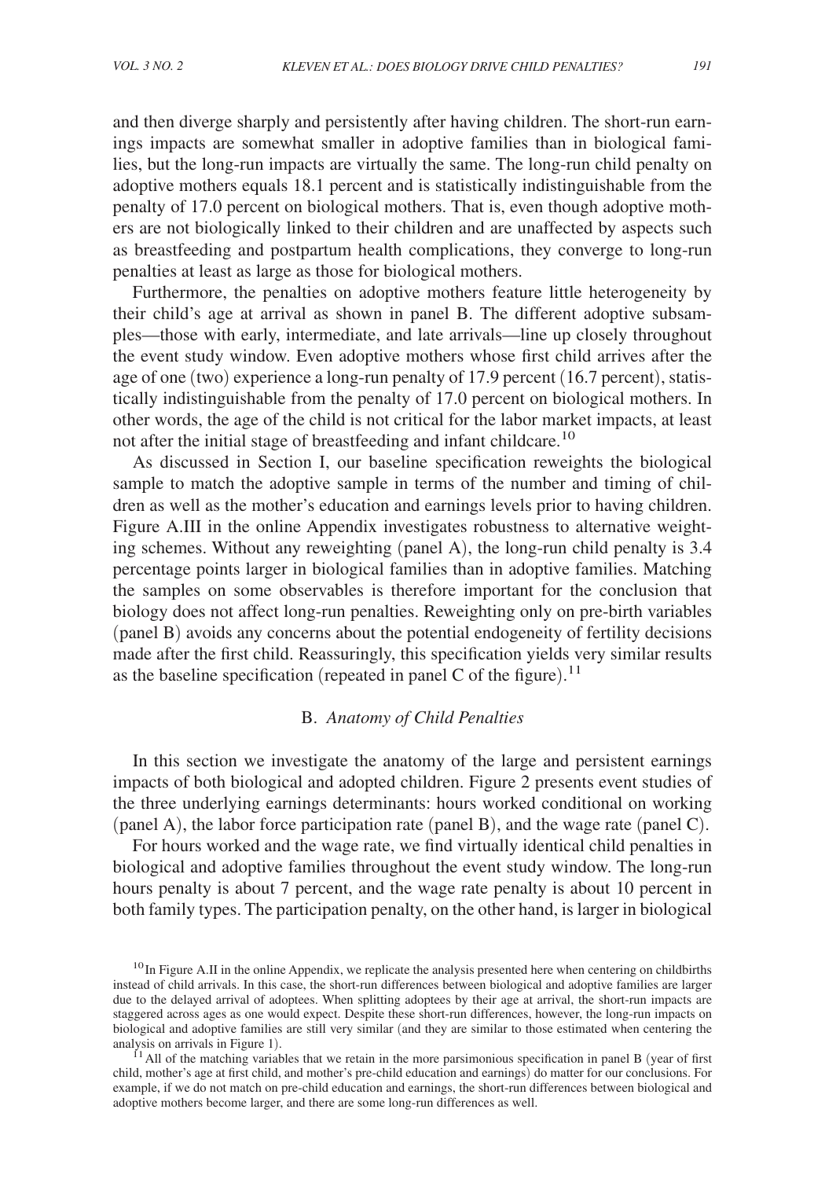and then diverge sharply and persistently after having children. The short-run earnings impacts are somewhat smaller in adoptive families than in biological families, but the long-run impacts are virtually the same. The long-run child penalty on adoptive mothers equals 18.1 percent and is statistically indistinguishable from the penalty of 17.0 percent on biological mothers. That is, even though adoptive mothers are not biologically linked to their children and are unaffected by aspects such as breastfeeding and postpartum health complications, they converge to long-run penalties at least as large as those for biological mothers.

Furthermore, the penalties on adoptive mothers feature little heterogeneity by their child's age at arrival as shown in panel B. The different adoptive subsamples—those with early, intermediate, and late arrivals—line up closely throughout the event study window. Even adoptive mothers whose first child arrives after the age of one (two) experience a long-run penalty of 17.9 percent (16.7 percent), statistically indistinguishable from the penalty of 17.0 percent on biological mothers. In other words, the age of the child is not critical for the labor market impacts, at least not after the initial stage of breastfeeding and infant childcare.[10]

As discussed in Section I, our baseline specification reweights the biological sample to match the adoptive sample in terms of the number and timing of children as well as the mother's education and earnings levels prior to having children. Figure A.III in the online Appendix investigates robustness to alternative weighting schemes. Without any reweighting (panel A), the long-run child penalty is 3.4 percentage points larger in biological families than in adoptive families. Matching the samples on some observables is therefore important for the conclusion that biology does not affect long-run penalties. Reweighting only on pre-birth variables (panel B) avoids any concerns about the potential endogeneity of fertility decisions made after the first child. Reassuringly, this specification yields very similar results as the baseline specification (repeated in panel C of the figure).[11]

## B. *Anatomy of Child Penalties*

In this section we investigate the anatomy of the large and persistent earnings impacts of both biological and adopted children. Figure 2 presents event studies of the three underlying earnings determinants: hours worked conditional on working (panel A), the labor force participation rate (panel B), and the wage rate (panel C).

For hours worked and the wage rate, we find virtually identical child penalties in biological and adoptive families throughout the event study window. The long-run hours penalty is about 7 percent, and the wage rate penalty is about 10 percent in both family types. The participation penalty, on the other hand, is larger in biological

[10] In Figure A.II in the online Appendix, we replicate the analysis presented here when centering on childbirths instead of child arrivals. In this case, the short-run differences between biological and adoptive families are larger due to the delayed arrival of adoptees. When splitting adoptees by their age at arrival, the short-run impacts are staggered across ages as one would expect. Despite these short-run differences, however, the long-run impacts on biological and adoptive families are still very similar (and they are similar to those estimated when centering the analysis on arrivals in Figure 1).

[11] All of the matching variables that we retain in the more parsimonious specification in panel B (year of first child, mother's age at first child, and mother's pre-child education and earnings) do matter for our conclusions. For example, if we do not match on pre-child education and earnings, the short-run differences between biological and adoptive mothers become larger, and there are some long-run differences as well.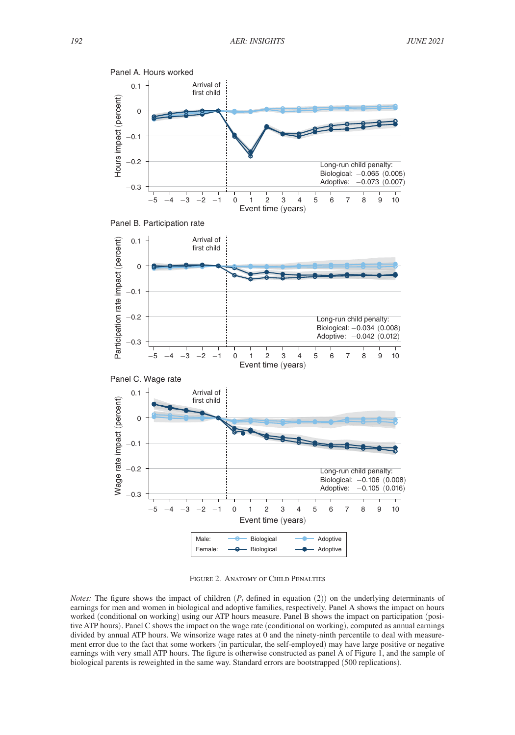Panel A. Hours worked

Long-run child penalty:
Biological: −0.065 (0.005)
Adoptive: −0.073 (0.007)

Panel B. Participation rate

Long-run child penalty:
Biological: −0.034 (0.008)
Adoptive: −0.042 (0.012)

Panel C. Wage rate

Long-run child penalty:
Biological: −0.106 (0.008)
Adoptive: −0.105 (0.016)

FIGURE 2. ANATOMY OF CHILD PENALTIES

*Notes:* The figure shows the impact of children ($P_t$ defined in equation (2)) on the underlying determinants of earnings for men and women in biological and adoptive families, respectively. Panel A shows the impact on hours worked (conditional on working) using our ATP hours measure. Panel B shows the impact on participation (positive ATP hours). Panel C shows the impact on the wage rate (conditional on working), computed as annual earnings divided by annual ATP hours. We winsorize wage rates at 0 and the ninety-ninth percentile to deal with measurement error due to the fact that some workers (in particular, the self-employed) may have large positive or negative earnings with very small ATP hours. The figure is otherwise constructed as panel A of Figure 1, and the sample of biological parents is reweighted in the same way. Standard errors are bootstrapped (500 replications).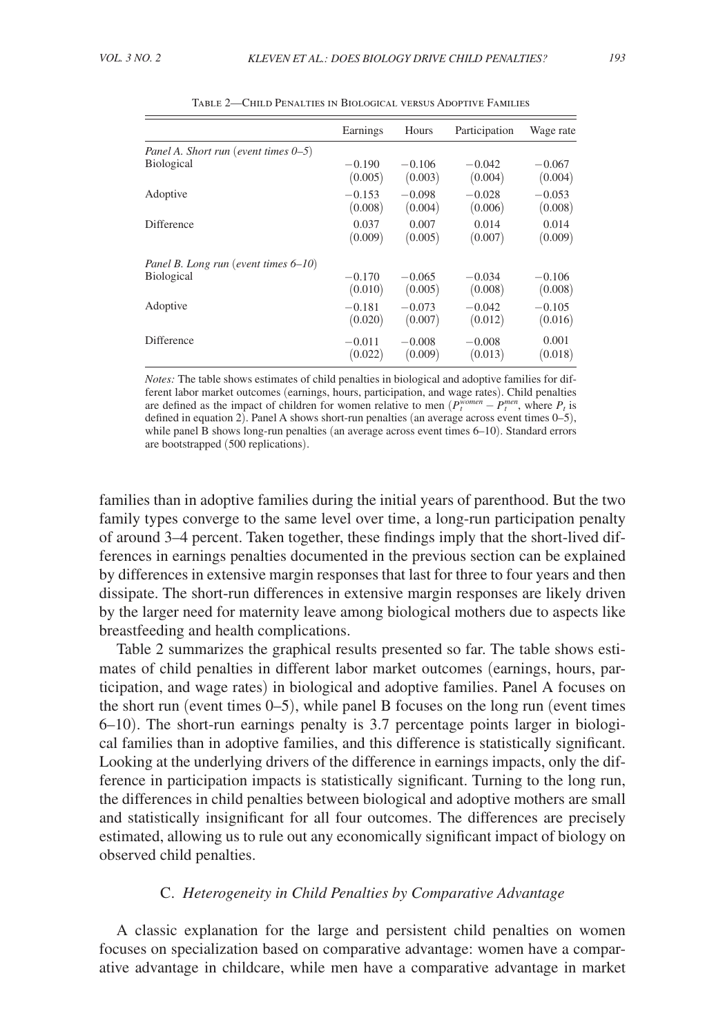Table 2—Child Penalties in Biological versus Adoptive Families

| | Earnings | Hours | Participation | Wage rate |
|---|---|---|---|---|
| *Panel A. Short run (event times 0–5)* | | | | |
| Biological | −0.190 | −0.106 | −0.042 | −0.067 |
| | (0.005) | (0.003) | (0.004) | (0.004) |
| Adoptive | −0.153 | −0.098 | −0.028 | −0.053 |
| | (0.008) | (0.004) | (0.006) | (0.008) |
| Difference | 0.037 | 0.007 | 0.014 | 0.014 |
| | (0.009) | (0.005) | (0.007) | (0.009) |
| *Panel B. Long run (event times 6–10)* | | | | |
| Biological | −0.170 | −0.065 | −0.034 | −0.106 |
| | (0.010) | (0.005) | (0.008) | (0.008) |
| Adoptive | −0.181 | −0.073 | −0.042 | −0.105 |
| | (0.020) | (0.007) | (0.012) | (0.016) |
| Difference | −0.011 | −0.008 | −0.008 | 0.001 |
| | (0.022) | (0.009) | (0.013) | (0.018) |

*Notes:* The table shows estimates of child penalties in biological and adoptive families for different labor market outcomes (earnings, hours, participation, and wage rates). Child penalties are defined as the impact of children for women relative to men ($P_t^{women} - P_t^{men}$, where $P_t$ is defined in equation 2). Panel A shows short-run penalties (an average across event times 0–5), while panel B shows long-run penalties (an average across event times 6–10). Standard errors are bootstrapped (500 replications).

families than in adoptive families during the initial years of parenthood. But the two family types converge to the same level over time, a long-run participation penalty of around 3–4 percent. Taken together, these findings imply that the short-lived differences in earnings penalties documented in the previous section can be explained by differences in extensive margin responses that last for three to four years and then dissipate. The short-run differences in extensive margin responses are likely driven by the larger need for maternity leave among biological mothers due to aspects like breastfeeding and health complications.

Table 2 summarizes the graphical results presented so far. The table shows estimates of child penalties in different labor market outcomes (earnings, hours, participation, and wage rates) in biological and adoptive families. Panel A focuses on the short run (event times 0–5), while panel B focuses on the long run (event times 6–10). The short-run earnings penalty is 3.7 percentage points larger in biological families than in adoptive families, and this difference is statistically significant. Looking at the underlying drivers of the difference in earnings impacts, only the difference in participation impacts is statistically significant. Turning to the long run, the differences in child penalties between biological and adoptive mothers are small and statistically insignificant for all four outcomes. The differences are precisely estimated, allowing us to rule out any economically significant impact of biology on observed child penalties.

### C. *Heterogeneity in Child Penalties by Comparative Advantage*

A classic explanation for the large and persistent child penalties on women focuses on specialization based on comparative advantage: women have a comparative advantage in childcare, while men have a comparative advantage in market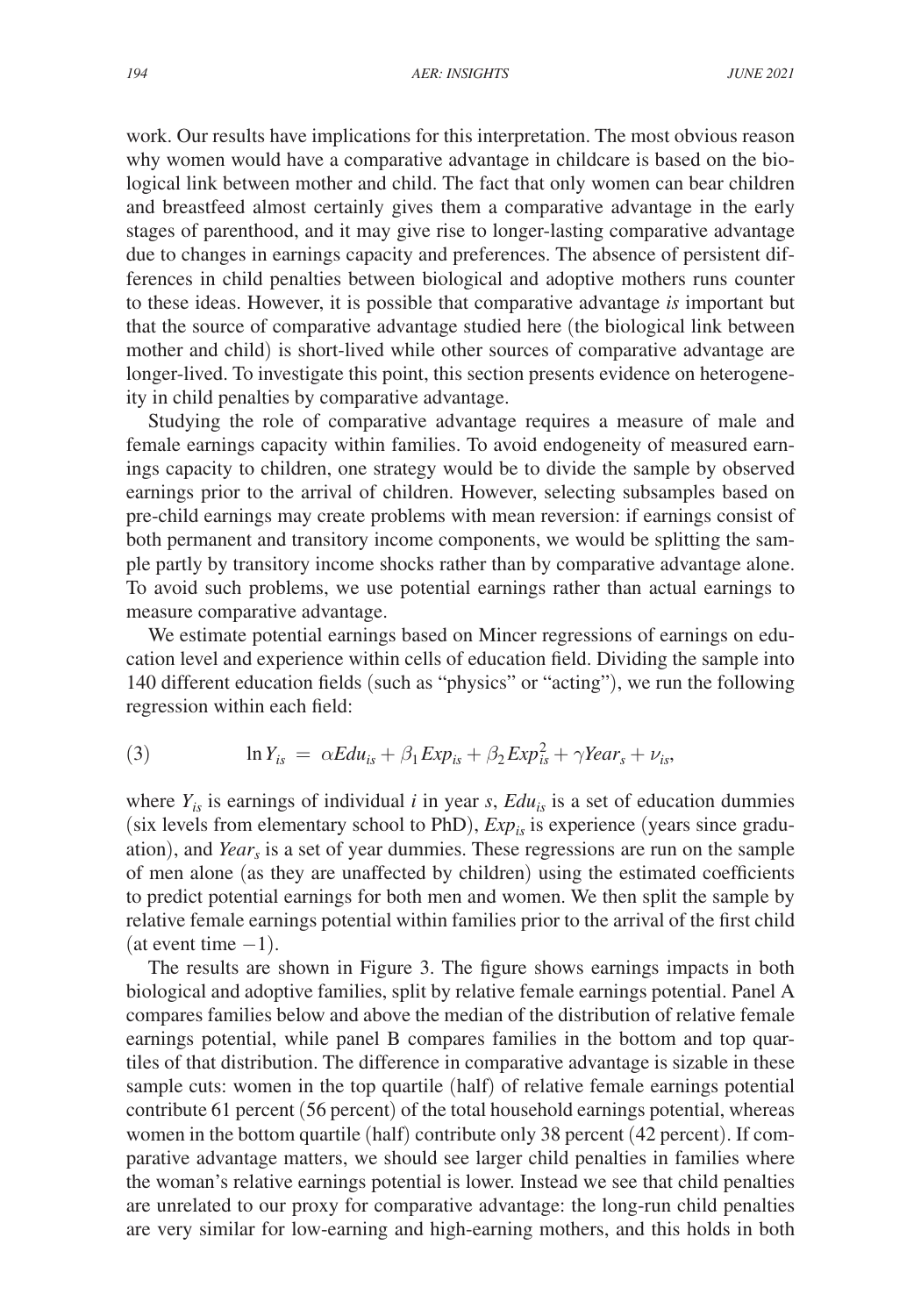work. Our results have implications for this interpretation. The most obvious reason why women would have a comparative advantage in childcare is based on the biological link between mother and child. The fact that only women can bear children and breastfeed almost certainly gives them a comparative advantage in the early stages of parenthood, and it may give rise to longer-lasting comparative advantage due to changes in earnings capacity and preferences. The absence of persistent differences in child penalties between biological and adoptive mothers runs counter to these ideas. However, it is possible that comparative advantage *is* important but that the source of comparative advantage studied here (the biological link between mother and child) is short-lived while other sources of comparative advantage are longer-lived. To investigate this point, this section presents evidence on heterogeneity in child penalties by comparative advantage.

Studying the role of comparative advantage requires a measure of male and female earnings capacity within families. To avoid endogeneity of measured earnings capacity to children, one strategy would be to divide the sample by observed earnings prior to the arrival of children. However, selecting subsamples based on pre-child earnings may create problems with mean reversion: if earnings consist of both permanent and transitory income components, we would be splitting the sample partly by transitory income shocks rather than by comparative advantage alone. To avoid such problems, we use potential earnings rather than actual earnings to measure comparative advantage.

We estimate potential earnings based on Mincer regressions of earnings on education level and experience within cells of education field. Dividing the sample into 140 different education fields (such as "physics" or "acting"), we run the following regression within each field:

$$\ln Y_{is} = \alpha Edu_{is} + \beta_1 Exp_{is} + \beta_2 Exp_{is}^2 + \gamma Year_s + \nu_{is}, \tag{3}$$

where $Y_{is}$ is earnings of individual $i$ in year $s$, $Edu_{is}$ is a set of education dummies (six levels from elementary school to PhD), $Exp_{is}$ is experience (years since graduation), and $Year_s$ is a set of year dummies. These regressions are run on the sample of men alone (as they are unaffected by children) using the estimated coefficients to predict potential earnings for both men and women. We then split the sample by relative female earnings potential within families prior to the arrival of the first child (at event time $-1$).

The results are shown in Figure 3. The figure shows earnings impacts in both biological and adoptive families, split by relative female earnings potential. Panel A compares families below and above the median of the distribution of relative female earnings potential, while panel B compares families in the bottom and top quartiles of that distribution. The difference in comparative advantage is sizable in these sample cuts: women in the top quartile (half) of relative female earnings potential contribute 61 percent (56 percent) of the total household earnings potential, whereas women in the bottom quartile (half) contribute only 38 percent (42 percent). If comparative advantage matters, we should see larger child penalties in families where the woman's relative earnings potential is lower. Instead we see that child penalties are unrelated to our proxy for comparative advantage: the long-run child penalties are very similar for low-earning and high-earning mothers, and this holds in both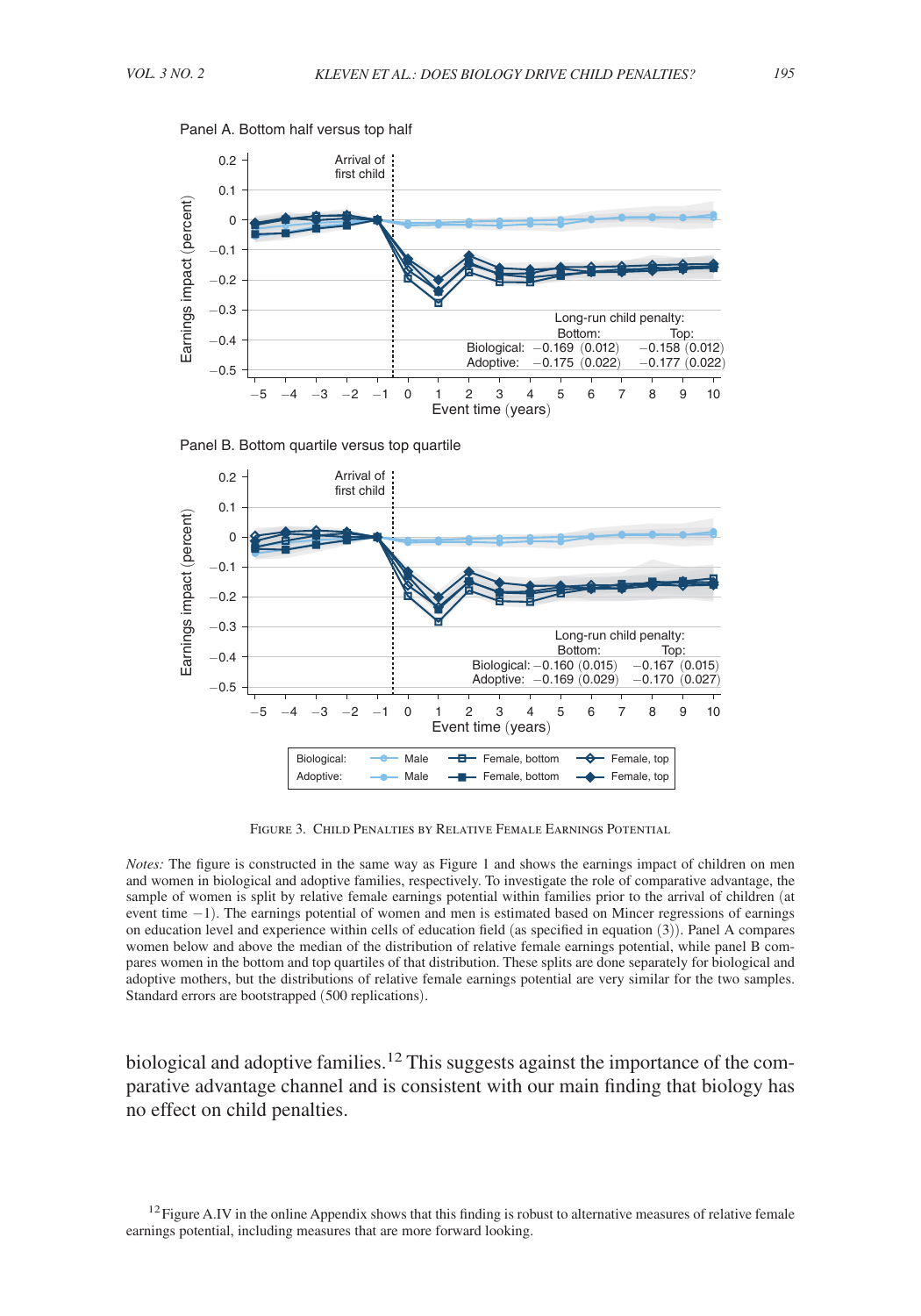Panel A. Bottom half versus top half

Panel B. Bottom quartile versus top quartile

Figure 3. Child Penalties by Relative Female Earnings Potential

*Notes:* The figure is constructed in the same way as Figure 1 and shows the earnings impact of children on men and women in biological and adoptive families, respectively. To investigate the role of comparative advantage, the sample of women is split by relative female earnings potential within families prior to the arrival of children (at event time −1). The earnings potential of women and men is estimated based on Mincer regressions of earnings on education level and experience within cells of education field (as specified in equation (3)). Panel A compares women below and above the median of the distribution of relative female earnings potential, while panel B compares women in the bottom and top quartiles of that distribution. These splits are done separately for biological and adoptive mothers, but the distributions of relative female earnings potential are very similar for the two samples. Standard errors are bootstrapped (500 replications).

biological and adoptive families.[12] This suggests against the importance of the comparative advantage channel and is consistent with our main finding that biology has no effect on child penalties.

[12] Figure A.IV in the online Appendix shows that this finding is robust to alternative measures of relative female earnings potential, including measures that are more forward looking.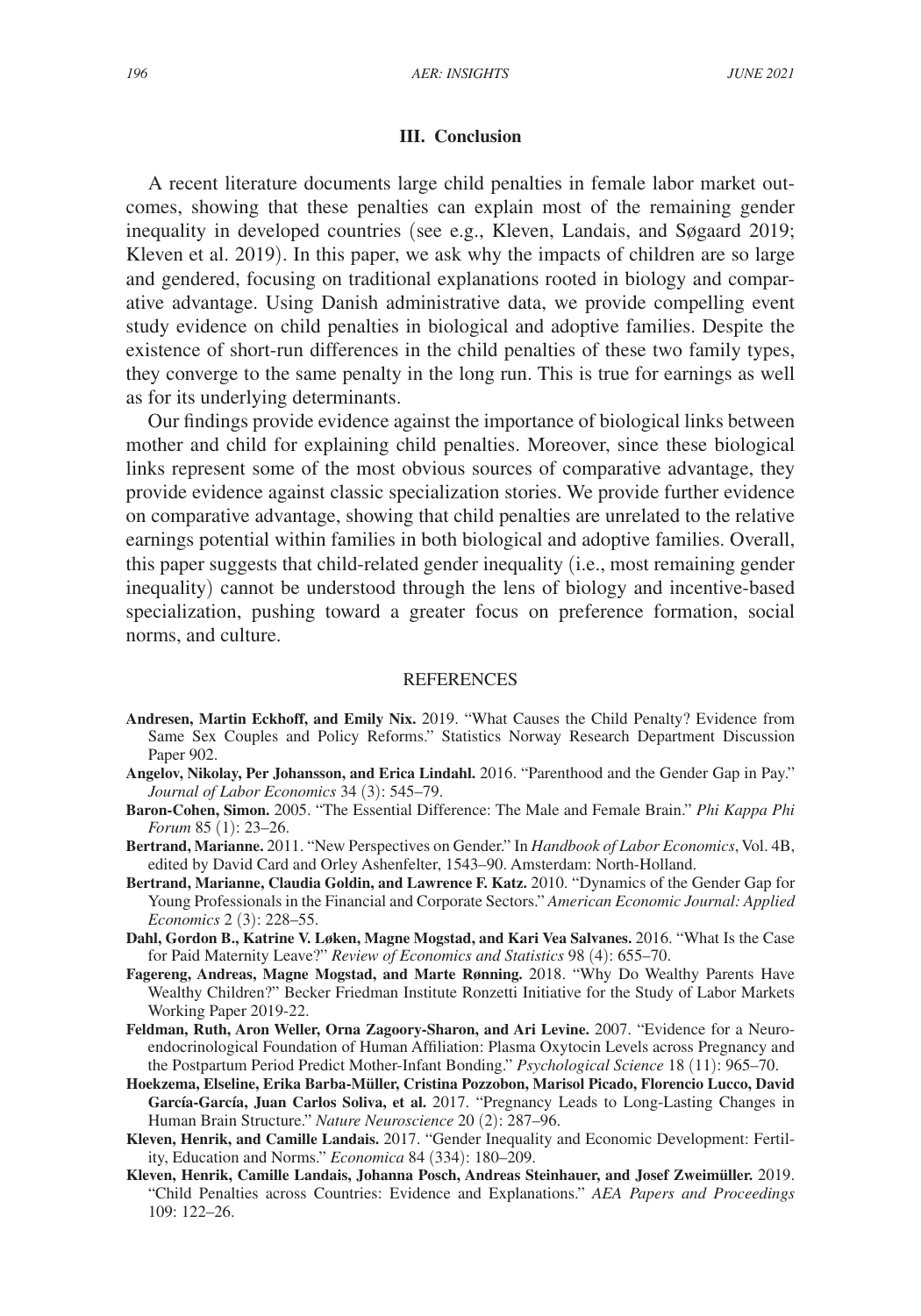## III. Conclusion

A recent literature documents large child penalties in female labor market outcomes, showing that these penalties can explain most of the remaining gender inequality in developed countries (see e.g., Kleven, Landais, and Søgaard 2019; Kleven et al. 2019). In this paper, we ask why the impacts of children are so large and gendered, focusing on traditional explanations rooted in biology and comparative advantage. Using Danish administrative data, we provide compelling event study evidence on child penalties in biological and adoptive families. Despite the existence of short-run differences in the child penalties of these two family types, they converge to the same penalty in the long run. This is true for earnings as well as for its underlying determinants.

Our findings provide evidence against the importance of biological links between mother and child for explaining child penalties. Moreover, since these biological links represent some of the most obvious sources of comparative advantage, they provide evidence against classic specialization stories. We provide further evidence on comparative advantage, showing that child penalties are unrelated to the relative earnings potential within families in both biological and adoptive families. Overall, this paper suggests that child-related gender inequality (i.e., most remaining gender inequality) cannot be understood through the lens of biology and incentive-based specialization, pushing toward a greater focus on preference formation, social norms, and culture.

## REFERENCES

**Andresen, Martin Eckhoff, and Emily Nix.** 2019. "What Causes the Child Penalty? Evidence from Same Sex Couples and Policy Reforms." Statistics Norway Research Department Discussion Paper 902.

**Angelov, Nikolay, Per Johansson, and Erica Lindahl.** 2016. "Parenthood and the Gender Gap in Pay." *Journal of Labor Economics* 34 (3): 545–79.

**Baron-Cohen, Simon.** 2005. "The Essential Difference: The Male and Female Brain." *Phi Kappa Phi Forum* 85 (1): 23–26.

**Bertrand, Marianne.** 2011. "New Perspectives on Gender." In *Handbook of Labor Economics*, Vol. 4B, edited by David Card and Orley Ashenfelter, 1543–90. Amsterdam: North-Holland.

**Bertrand, Marianne, Claudia Goldin, and Lawrence F. Katz.** 2010. "Dynamics of the Gender Gap for Young Professionals in the Financial and Corporate Sectors." *American Economic Journal: Applied Economics* 2 (3): 228–55.

**Dahl, Gordon B., Katrine V. Løken, Magne Mogstad, and Kari Vea Salvanes.** 2016. "What Is the Case for Paid Maternity Leave?" *Review of Economics and Statistics* 98 (4): 655–70.

**Fagereng, Andreas, Magne Mogstad, and Marte Rønning.** 2018. "Why Do Wealthy Parents Have Wealthy Children?" Becker Friedman Institute Ronzetti Initiative for the Study of Labor Markets Working Paper 2019-22.

**Feldman, Ruth, Aron Weller, Orna Zagoory-Sharon, and Ari Levine.** 2007. "Evidence for a Neuroendocrinological Foundation of Human Affiliation: Plasma Oxytocin Levels across Pregnancy and the Postpartum Period Predict Mother-Infant Bonding." *Psychological Science* 18 (11): 965–70.

**Hoekzema, Elseline, Erika Barba-Müller, Cristina Pozzobon, Marisol Picado, Florencio Lucco, David García-García, Juan Carlos Soliva, et al.** 2017. "Pregnancy Leads to Long-Lasting Changes in Human Brain Structure." *Nature Neuroscience* 20 (2): 287–96.

**Kleven, Henrik, and Camille Landais.** 2017. "Gender Inequality and Economic Development: Fertility, Education and Norms." *Economica* 84 (334): 180–209.

**Kleven, Henrik, Camille Landais, Johanna Posch, Andreas Steinhauer, and Josef Zweimüller.** 2019. "Child Penalties across Countries: Evidence and Explanations." *AEA Papers and Proceedings* 109: 122–26.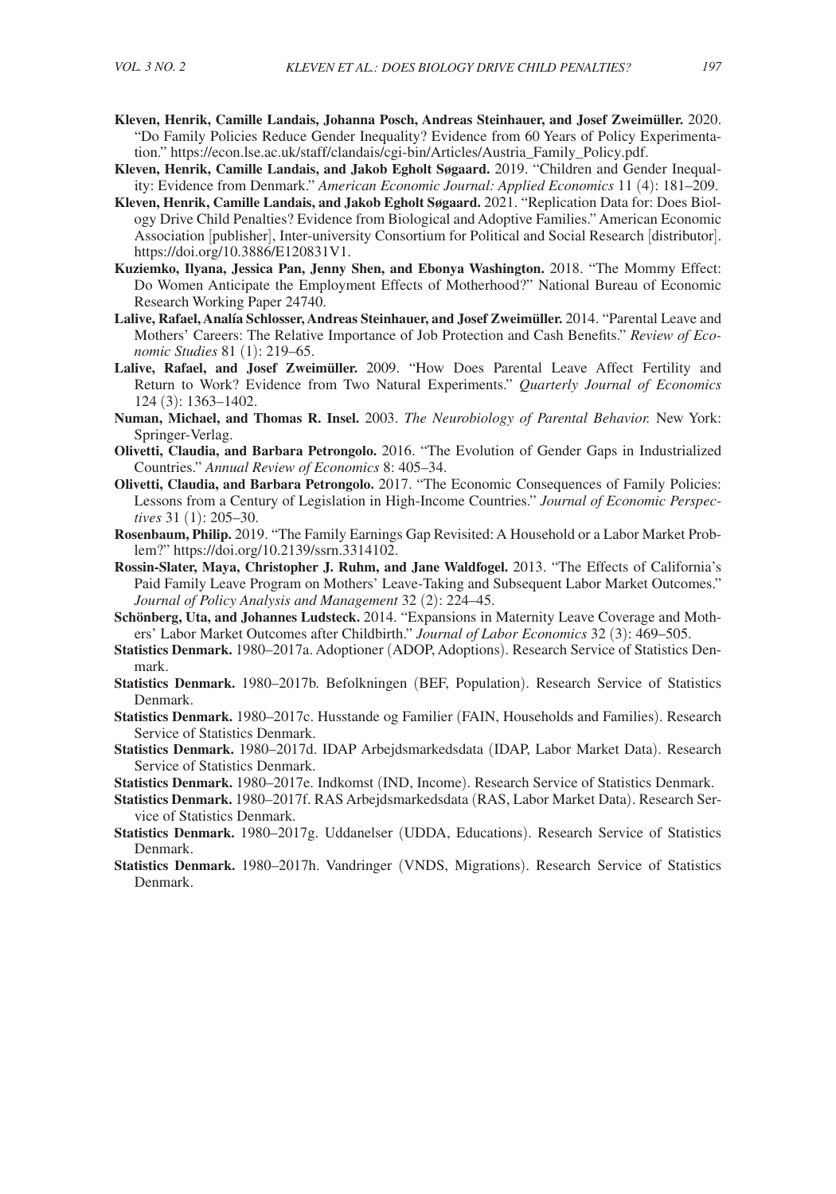**Kleven, Henrik, Camille Landais, Johanna Posch, Andreas Steinhauer, and Josef Zweimüller.** 2020. "Do Family Policies Reduce Gender Inequality? Evidence from 60 Years of Policy Experimentation." https://econ.lse.ac.uk/staff/clandais/cgi-bin/Articles/Austria_Family_Policy.pdf.

**Kleven, Henrik, Camille Landais, and Jakob Egholt Søgaard.** 2019. "Children and Gender Inequality: Evidence from Denmark." *American Economic Journal: Applied Economics* 11 (4): 181–209.

**Kleven, Henrik, Camille Landais, and Jakob Egholt Søgaard.** 2021. "Replication Data for: Does Biology Drive Child Penalties? Evidence from Biological and Adoptive Families." American Economic Association [publisher], Inter-university Consortium for Political and Social Research [distributor]. https://doi.org/10.3886/E120831V1.

**Kuziemko, Ilyana, Jessica Pan, Jenny Shen, and Ebonya Washington.** 2018. "The Mommy Effect: Do Women Anticipate the Employment Effects of Motherhood?" National Bureau of Economic Research Working Paper 24740.

**Lalive, Rafael, Analía Schlosser, Andreas Steinhauer, and Josef Zweimüller.** 2014. "Parental Leave and Mothers' Careers: The Relative Importance of Job Protection and Cash Benefits." *Review of Economic Studies* 81 (1): 219–65.

**Lalive, Rafael, and Josef Zweimüller.** 2009. "How Does Parental Leave Affect Fertility and Return to Work? Evidence from Two Natural Experiments." *Quarterly Journal of Economics* 124 (3): 1363–1402.

**Numan, Michael, and Thomas R. Insel.** 2003. *The Neurobiology of Parental Behavior.* New York: Springer-Verlag.

**Olivetti, Claudia, and Barbara Petrongolo.** 2016. "The Evolution of Gender Gaps in Industrialized Countries." *Annual Review of Economics* 8: 405–34.

**Olivetti, Claudia, and Barbara Petrongolo.** 2017. "The Economic Consequences of Family Policies: Lessons from a Century of Legislation in High-Income Countries." *Journal of Economic Perspectives* 31 (1): 205–30.

**Rosenbaum, Philip.** 2019. "The Family Earnings Gap Revisited: A Household or a Labor Market Problem?" https://doi.org/10.2139/ssrn.3314102.

**Rossin-Slater, Maya, Christopher J. Ruhm, and Jane Waldfogel.** 2013. "The Effects of California's Paid Family Leave Program on Mothers' Leave-Taking and Subsequent Labor Market Outcomes." *Journal of Policy Analysis and Management* 32 (2): 224–45.

**Schönberg, Uta, and Johannes Ludsteck.** 2014. "Expansions in Maternity Leave Coverage and Mothers' Labor Market Outcomes after Childbirth." *Journal of Labor Economics* 32 (3): 469–505.

**Statistics Denmark.** 1980–2017a. Adoptioner (ADOP, Adoptions). Research Service of Statistics Denmark.

**Statistics Denmark.** 1980–2017b. Befolkningen (BEF, Population). Research Service of Statistics Denmark.

**Statistics Denmark.** 1980–2017c. Husstande og Familier (FAIN, Households and Families). Research Service of Statistics Denmark.

**Statistics Denmark.** 1980–2017d. IDAP Arbejdsmarkedsdata (IDAP, Labor Market Data). Research Service of Statistics Denmark.

**Statistics Denmark.** 1980–2017e. Indkomst (IND, Income). Research Service of Statistics Denmark.

**Statistics Denmark.** 1980–2017f. RAS Arbejdsmarkedsdata (RAS, Labor Market Data). Research Service of Statistics Denmark.

**Statistics Denmark.** 1980–2017g. Uddanelser (UDDA, Educations). Research Service of Statistics Denmark.

**Statistics Denmark.** 1980–2017h. Vandringer (VNDS, Migrations). Research Service of Statistics Denmark.